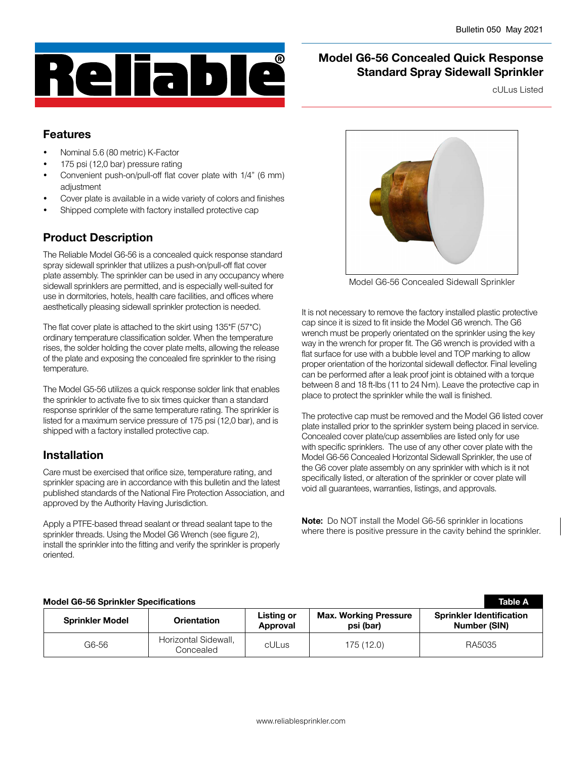Bulletin 050 May 2021

# Reliable®

## Model G6-56 Concealed Quick Response Standard Spray Sidewall Sprinkler

cULus Listed

## Features

- Nominal 5.6 (80 metric) K-Factor
- 175 psi (12,0 bar) pressure rating
- Convenient push-on/pull-off flat cover plate with 1/4" (6 mm) adjustment
- Cover plate is available in a wide variety of colors and finishes
- Shipped complete with factory installed protective cap

## Product Description

The Reliable Model G6-56 is a concealed quick response standard spray sidewall sprinkler that utilizes a push-on/pull-off flat cover plate assembly. The sprinkler can be used in any occupancy where sidewall sprinklers are permitted, and is especially well-suited for use in dormitories, hotels, health care facilities, and offices where aesthetically pleasing sidewall sprinkler protection is needed.

The flat cover plate is attached to the skirt using 135*F (57*C) ordinary temperature classification solder. When the temperature rises, the solder holding the cover plate melts, allowing the release of the plate and exposing the concealed fire sprinkler to the rising temperature.

The Model G5-56 utilizes a quick response solder link that enables the sprinkler to activate five to six times quicker than a standard response sprinkler of the same temperature rating. The sprinkler is listed for a maximum service pressure of 175 psi (12,0 bar), and is shipped with a factory installed protective cap.

## Installation

Care must be exercised that orifice size, temperature rating, and sprinkler spacing are in accordance with this bulletin and the latest published standards of the National Fire Protection Association, and approved by the Authority Having Jurisdiction.

Apply a PTFE-based thread sealant or thread sealant tape to the sprinkler threads. Using the Model G6 Wrench (see figure 2), install the sprinkler into the fitting and verify the sprinkler is properly oriented.

Model G6-56 Concealed Sidewall Sprinkler

It is not necessary to remove the factory installed plastic protective cap since it is sized to fit inside the Model G6 wrench. The G6 wrench must be properly orientated on the sprinkler using the key way in the wrench for proper fit. The G6 wrench is provided with a flat surface for use with a bubble level and TOP marking to allow proper orientation of the horizontal sidewall deflector. Final leveling can be performed after a leak proof joint is obtained with a torque between 8 and 18 ft-lbs (11 to 24 N·m). Leave the protective cap in place to protect the sprinkler while the wall is finished.

The protective cap must be removed and the Model G6 listed cover plate installed prior to the sprinkler system being placed in service. Concealed cover plate/cup assemblies are listed only for use with specific sprinklers. The use of any other cover plate with the Model G6-56 Concealed Horizontal Sidewall Sprinkler, the use of the G6 cover plate assembly on any sprinkler with which is it not specifically listed, or alteration of the sprinkler or cover plate will void all guarantees, warranties, listings, and approvals.

**Note:** Do NOT install the Model G6-56 sprinkler in locations where there is positive pressure in the cavity behind the sprinkler.

**Model G6-56 Sprinkler Specifications** — **Table A**

| Sprinkler Model | Orientation | Listing or Approval | Max. Working Pressure psi (bar) | Sprinkler Identification Number (SIN) |
|---|---|---|---|---|
| G6-56 | Horizontal Sidewall, Concealed | cULus | 175 (12.0) | RA5035 |

www.reliablesprinkler.com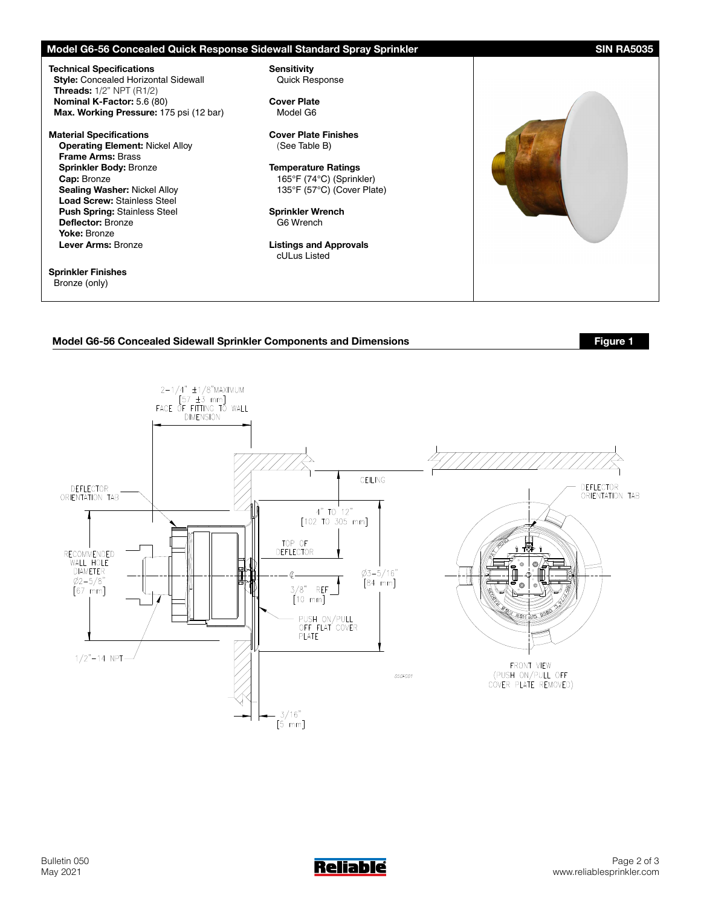## Model G6-56 Concealed Quick Response Sidewall Standard Spray Sprinkler

**SIN RA5035**

**Technical Specifications**
**Style:** Concealed Horizontal Sidewall
**Threads:** 1/2" NPT (R1/2)
**Nominal K-Factor:** 5.6 (80)
**Max. Working Pressure:** 175 psi (12 bar)

**Material Specifications**
**Operating Element:** Nickel Alloy
**Frame Arms:** Brass
**Sprinkler Body:** Bronze
**Cap:** Bronze
**Sealing Washer:** Nickel Alloy
**Load Screw:** Stainless Steel
**Push Spring:** Stainless Steel
**Deflector:** Bronze
**Yoke:** Bronze
**Lever Arms:** Bronze

**Sprinkler Finishes**
Bronze (only)

**Sensitivity**
Quick Response

**Cover Plate**
Model G6

**Cover Plate Finishes**
(See Table B)

**Temperature Ratings**
165°F (74°C) (Sprinkler)
135°F (57°C) (Cover Plate)

**Sprinkler Wrench**
G6 Wrench

**Listings and Approvals**
cULus Listed

### Model G6-56 Concealed Sidewall Sprinkler Components and Dimensions

**Figure 1**

2-1/4" ±1/8" MAXIMUM [57 ±3 mm] FACE OF FITTING TO WALL DIMENSION

CEILING

DEFLECTOR ORIENTATION TAB

4" TO 12" [102 TO 305 mm]

TOP OF DEFLECTOR

RECOMMENDED WALL HOLE DIAMETER Ø2-5/8" [67 mm]

Ø3-5/16" [84 mm]

3/8" REF [10 mm]

PUSH ON/PULL OFF FLAT COVER PLATE

1/2"-14 NPT

3/16" [5 mm]

DEFLECTOR ORIENTATION TAB

FRONT VIEW (PUSH ON/PULL OFF COVER PLATE REMOVED)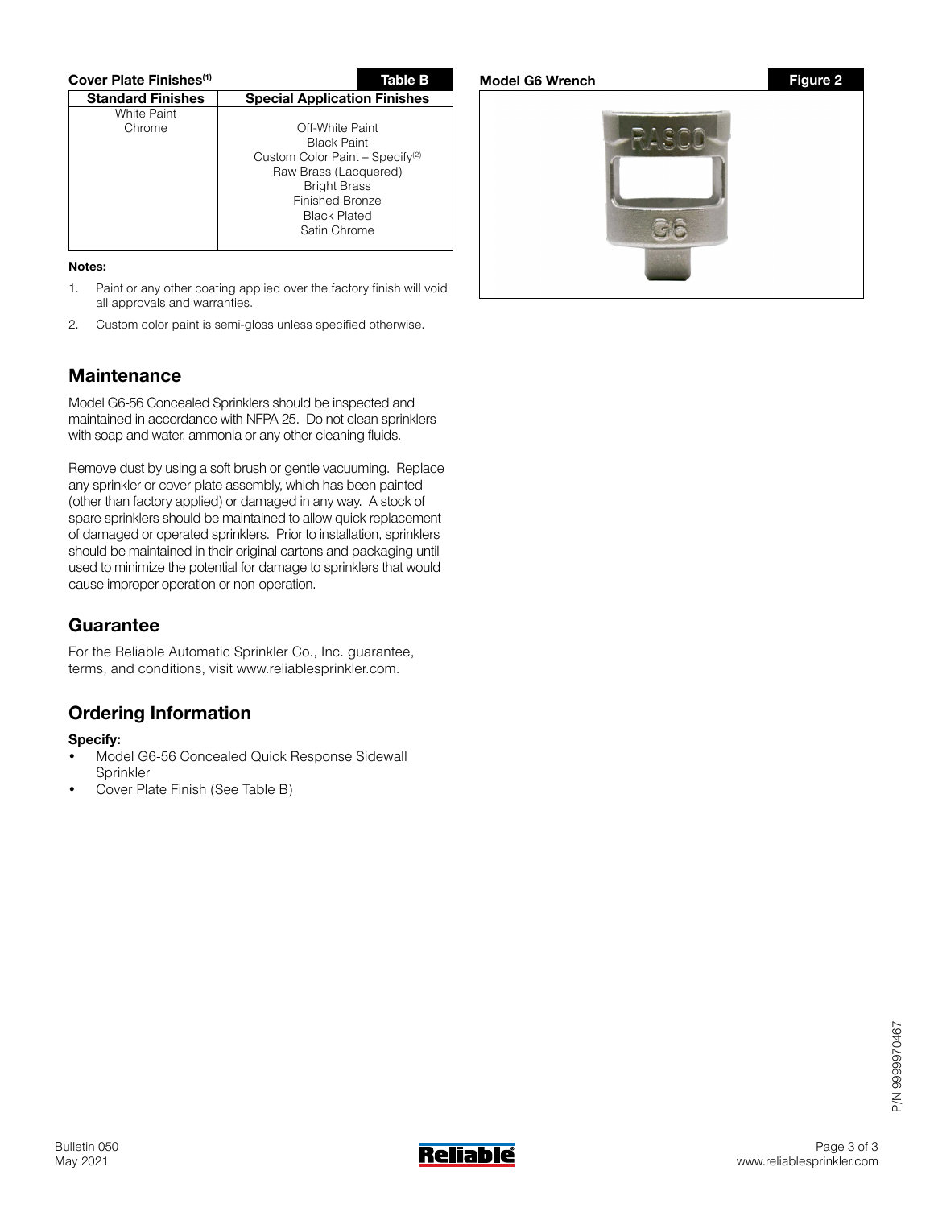**Cover Plate Finishes**[1] **Table B**

| Standard Finishes | Special Application Finishes |
|---|---|
| White Paint<br>Chrome | Off-White Paint<br>Black Paint<br>Custom Color Paint – Specify[2]<br>Raw Brass (Lacquered)<br>Bright Brass<br>Finished Bronze<br>Black Plated<br>Satin Chrome |

**Notes:**

1. Paint or any other coating applied over the factory finish will void all approvals and warranties.
2. Custom color paint is semi-gloss unless specified otherwise.

**Model G6 Wrench** **Figure 2**

## Maintenance

Model G6-56 Concealed Sprinklers should be inspected and maintained in accordance with NFPA 25. Do not clean sprinklers with soap and water, ammonia or any other cleaning fluids.

Remove dust by using a soft brush or gentle vacuuming. Replace any sprinkler or cover plate assembly, which has been painted (other than factory applied) or damaged in any way. A stock of spare sprinklers should be maintained to allow quick replacement of damaged or operated sprinklers. Prior to installation, sprinklers should be maintained in their original cartons and packaging until used to minimize the potential for damage to sprinklers that would cause improper operation or non-operation.

## Guarantee

For the Reliable Automatic Sprinkler Co., Inc. guarantee, terms, and conditions, visit www.reliablesprinkler.com.

## Ordering Information

**Specify:**

- Model G6-56 Concealed Quick Response Sidewall Sprinkler
- Cover Plate Finish (See Table B)

P/N 9999970467

Bulletin 050
May 2021